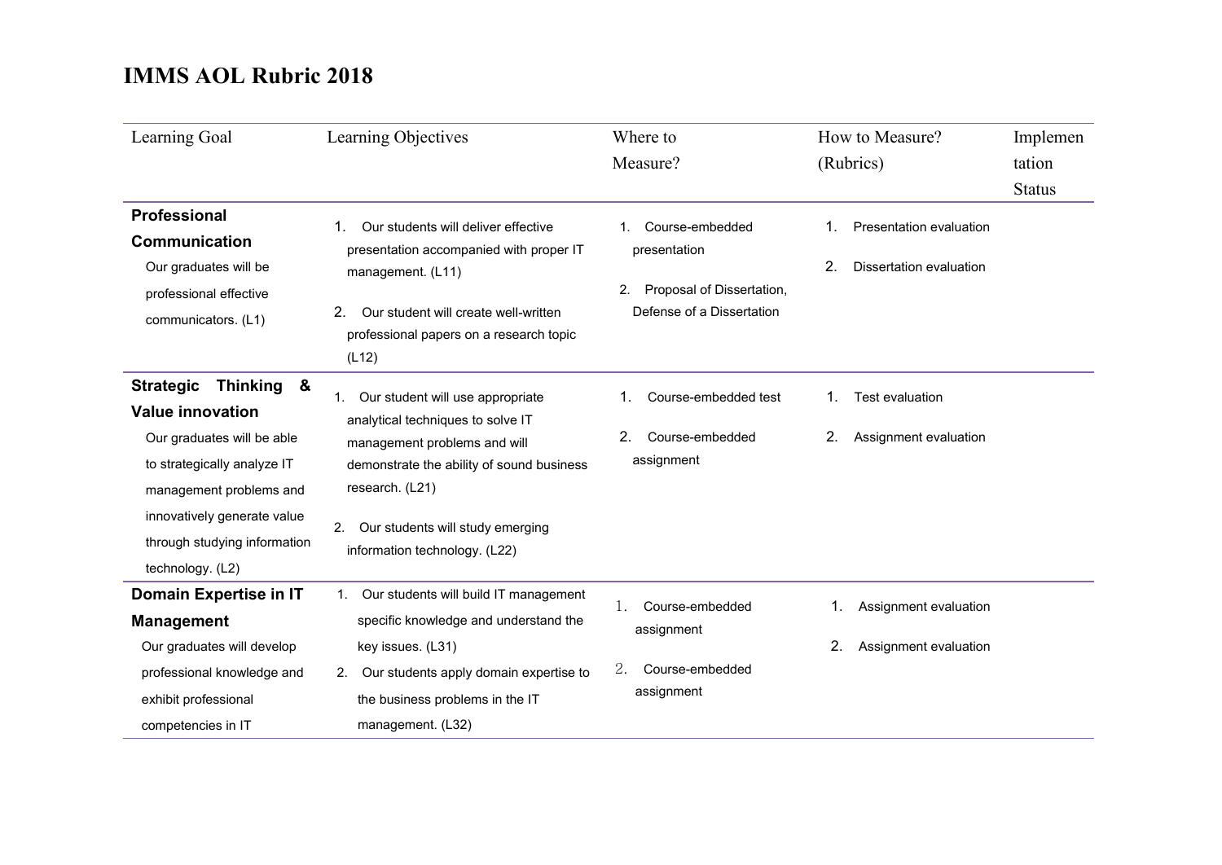# IMMS AOL Rubric 2018

| Learning Goal | Learning Objectives | Where to Measure? | How to Measure? (Rubrics) | Implementation Status |
|---|---|---|---|---|
| **Professional Communication**<br>Our graduates will be professional effective communicators. (L1) | 1. Our students will deliver effective presentation accompanied with proper IT management. (L11)<br>2. Our student will create well-written professional papers on a research topic (L12) | 1. Course-embedded presentation<br>2. Proposal of Dissertation, Defense of a Dissertation | 1. Presentation evaluation<br>2. Dissertation evaluation | |
| **Strategic Thinking & Value innovation**<br>Our graduates will be able to strategically analyze IT management problems and innovatively generate value through studying information technology. (L2) | 1. Our student will use appropriate analytical techniques to solve IT management problems and will demonstrate the ability of sound business research. (L21)<br>2. Our students will study emerging information technology. (L22) | 1. Course-embedded test<br>2. Course-embedded assignment | 1. Test evaluation<br>2. Assignment evaluation | |
| **Domain Expertise in IT Management**<br>Our graduates will develop professional knowledge and exhibit professional competencies in IT | 1. Our students will build IT management specific knowledge and understand the key issues. (L31)<br>2. Our students apply domain expertise to the business problems in the IT management. (L32) | 1. Course-embedded assignment<br>2. Course-embedded assignment | 1. Assignment evaluation<br>2. Assignment evaluation | |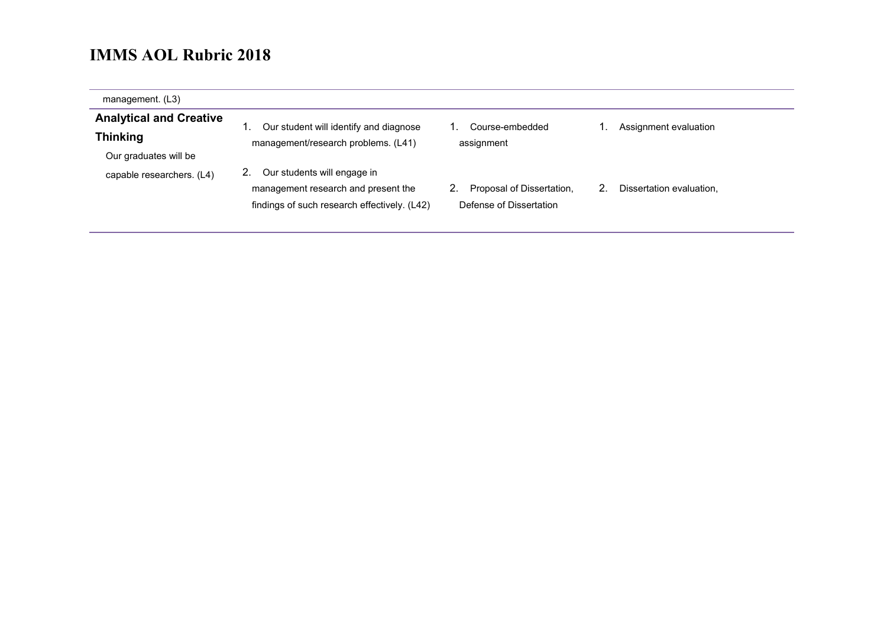# IMMS AOL Rubric 2018

| | | | |
|---|---|---|---|
| management. (L3) | | | |
| **Analytical and Creative Thinking**<br>Our graduates will be capable researchers. (L4) | 1. Our student will identify and diagnose management/research problems. (L41)<br>2. Our students will engage in management research and present the findings of such research effectively. (L42) | 1. Course-embedded assignment<br>2. Proposal of Dissertation, Defense of Dissertation | 1. Assignment evaluation<br>2. Dissertation evaluation, |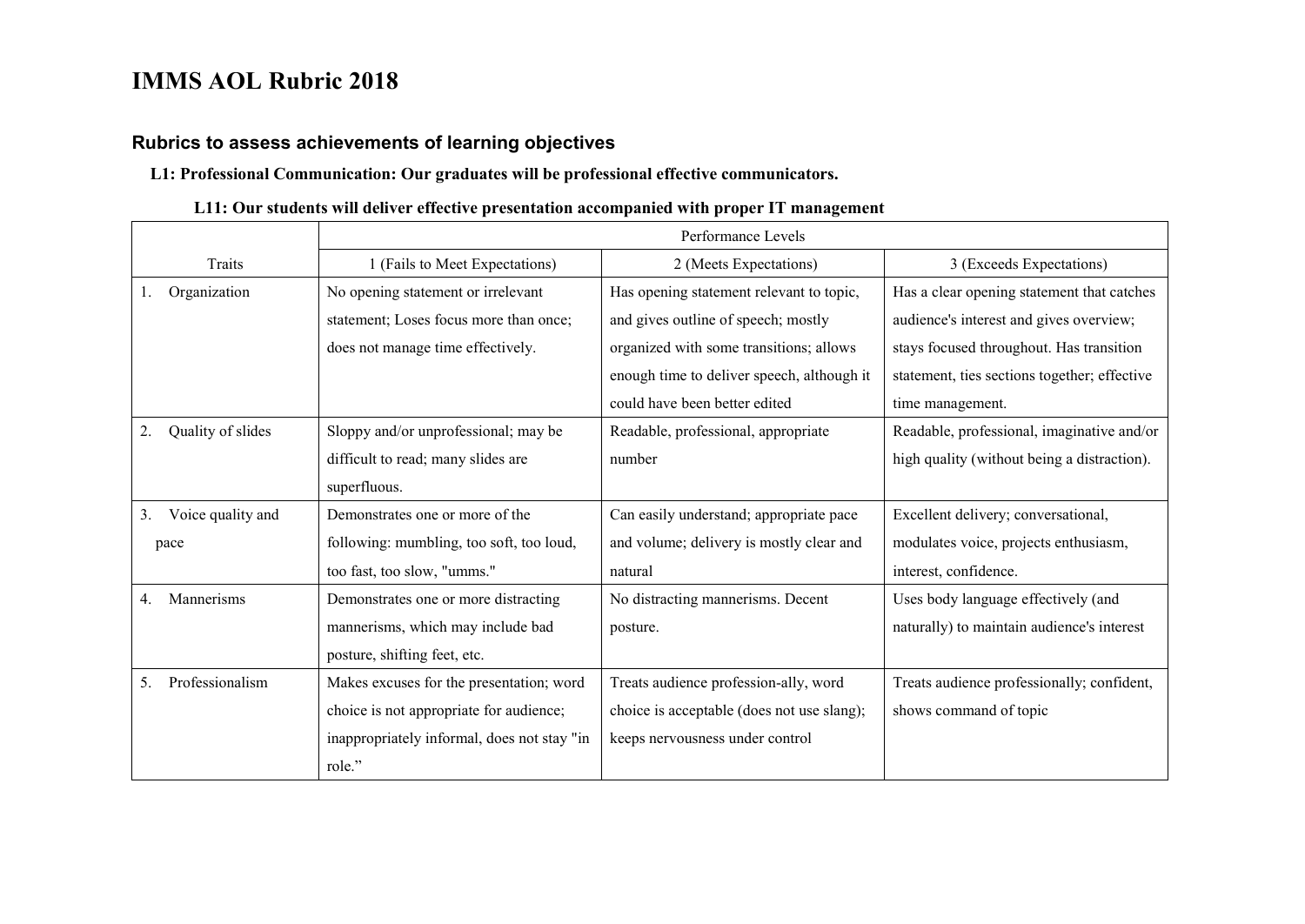# IMMS AOL Rubric 2018

## Rubrics to assess achievements of learning objectives

**L1: Professional Communication: Our graduates will be professional effective communicators.**

**L11: Our students will deliver effective presentation accompanied with proper IT management**

| | Performance Levels | | |
|---|---|---|---|
| Traits | 1 (Fails to Meet Expectations) | 2 (Meets Expectations) | 3 (Exceeds Expectations) |
| 1. Organization | No opening statement or irrelevant statement; Loses focus more than once; does not manage time effectively. | Has opening statement relevant to topic, and gives outline of speech; mostly organized with some transitions; allows enough time to deliver speech, although it could have been better edited | Has a clear opening statement that catches audience's interest and gives overview; stays focused throughout. Has transition statement, ties sections together; effective time management. |
| 2. Quality of slides | Sloppy and/or unprofessional; may be difficult to read; many slides are superfluous. | Readable, professional, appropriate number | Readable, professional, imaginative and/or high quality (without being a distraction). |
| 3. Voice quality and pace | Demonstrates one or more of the following: mumbling, too soft, too loud, too fast, too slow, "umms." | Can easily understand; appropriate pace and volume; delivery is mostly clear and natural | Excellent delivery; conversational, modulates voice, projects enthusiasm, interest, confidence. |
| 4. Mannerisms | Demonstrates one or more distracting mannerisms, which may include bad posture, shifting feet, etc. | No distracting mannerisms. Decent posture. | Uses body language effectively (and naturally) to maintain audience's interest |
| 5. Professionalism | Makes excuses for the presentation; word choice is not appropriate for audience; inappropriately informal, does not stay "in role." | Treats audience profession-ally, word choice is acceptable (does not use slang); keeps nervousness under control | Treats audience professionally; confident, shows command of topic |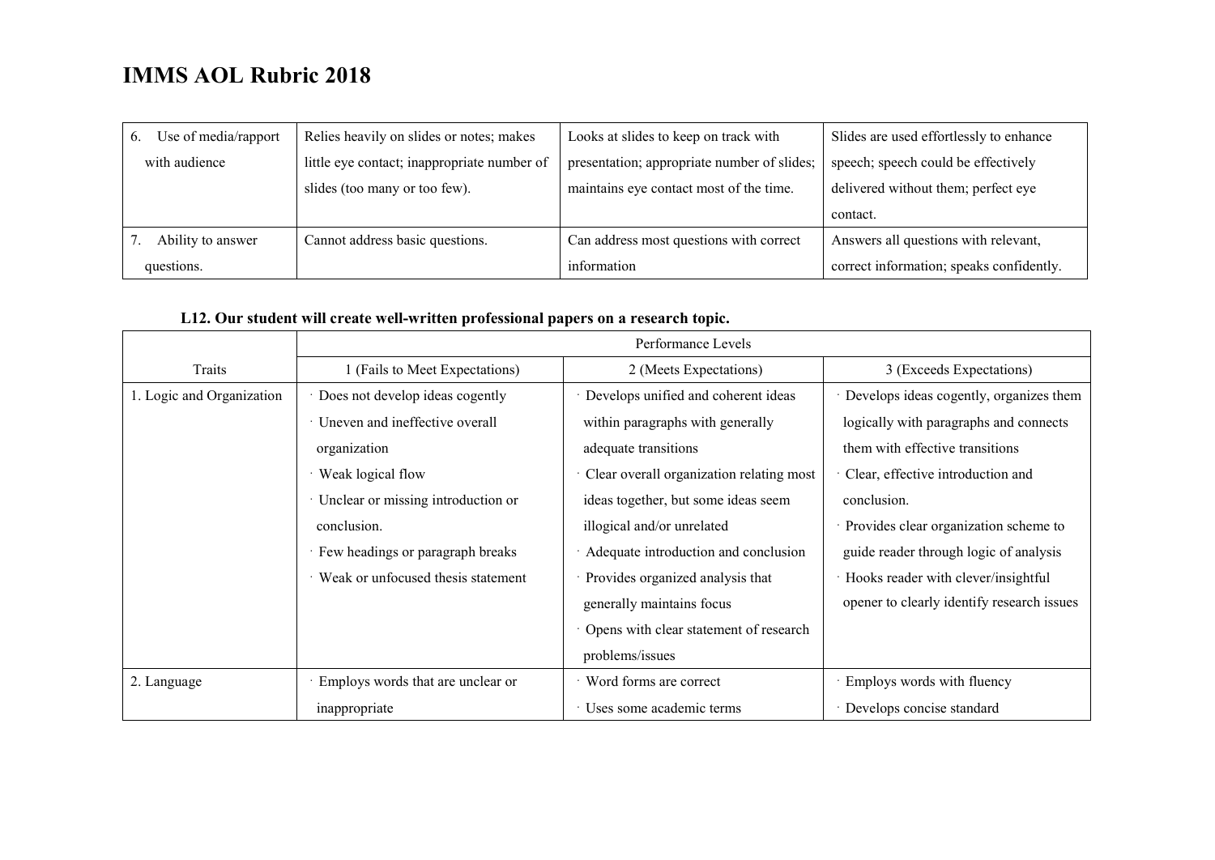# IMMS AOL Rubric 2018

| | | | |
|---|---|---|---|
| 6. Use of media/rapport with audience | Relies heavily on slides or notes; makes little eye contact; inappropriate number of slides (too many or too few). | Looks at slides to keep on track with presentation; appropriate number of slides; maintains eye contact most of the time. | Slides are used effortlessly to enhance speech; speech could be effectively delivered without them; perfect eye contact. |
| 7. Ability to answer questions. | Cannot address basic questions. | Can address most questions with correct information | Answers all questions with relevant, correct information; speaks confidently. |

**L12. Our student will create well-written professional papers on a research topic.**

| | Performance Levels | | |
|---|---|---|---|
| Traits | 1 (Fails to Meet Expectations) | 2 (Meets Expectations) | 3 (Exceeds Expectations) |
| 1. Logic and Organization | · Does not develop ideas cogently<br>· Uneven and ineffective overall organization<br>· Weak logical flow<br>· Unclear or missing introduction or conclusion.<br>· Few headings or paragraph breaks<br>· Weak or unfocused thesis statement | · Develops unified and coherent ideas within paragraphs with generally adequate transitions<br>· Clear overall organization relating most ideas together, but some ideas seem illogical and/or unrelated<br>· Adequate introduction and conclusion<br>· Provides organized analysis that generally maintains focus<br>· Opens with clear statement of research problems/issues | · Develops ideas cogently, organizes them logically with paragraphs and connects them with effective transitions<br>· Clear, effective introduction and conclusion.<br>· Provides clear organization scheme to guide reader through logic of analysis<br>· Hooks reader with clever/insightful opener to clearly identify research issues |
| 2. Language | · Employs words that are unclear or inappropriate | · Word forms are correct<br>· Uses some academic terms | · Employs words with fluency<br>· Develops concise standard |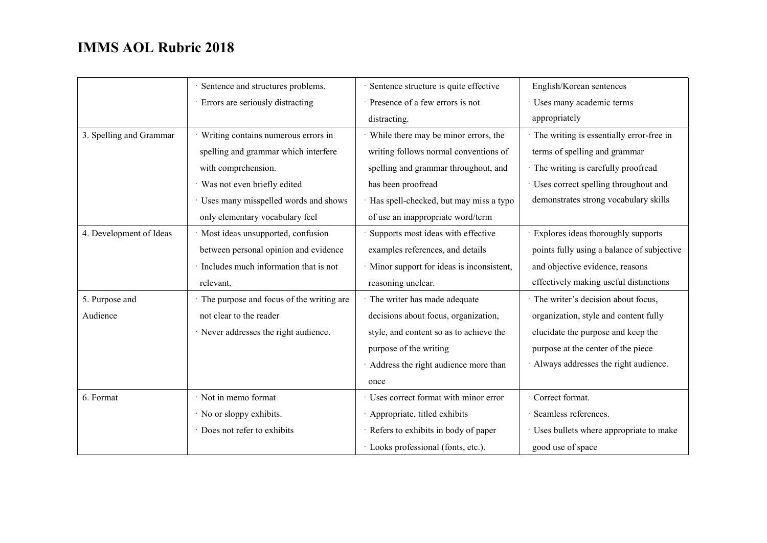# IMMS AOL Rubric 2018

| | | | |
|---|---|---|---|
| | · Sentence and structures problems.<br>· Errors are seriously distracting | · Sentence structure is quite effective<br>· Presence of a few errors is not distracting. | English/Korean sentences<br>· Uses many academic terms appropriately |
| 3. Spelling and Grammar | · Writing contains numerous errors in spelling and grammar which interfere with comprehension.<br>· Was not even briefly edited<br>· Uses many misspelled words and shows only elementary vocabulary feel | · While there may be minor errors, the writing follows normal conventions of spelling and grammar throughout, and has been proofread<br>· Has spell-checked, but may miss a typo of use an inappropriate word/term | · The writing is essentially error-free in terms of spelling and grammar<br>· The writing is carefully proofread<br>· Uses correct spelling throughout and demonstrates strong vocabulary skills |
| 4. Development of Ideas | · Most ideas unsupported, confusion between personal opinion and evidence<br>· Includes much information that is not relevant. | · Supports most ideas with effective examples references, and details<br>· Minor support for ideas is inconsistent, reasoning unclear. | · Explores ideas thoroughly supports points fully using a balance of subjective and objective evidence, reasons effectively making useful distinctions |
| 5. Purpose and Audience | · The purpose and focus of the writing are not clear to the reader<br>· Never addresses the right audience. | · The writer has made adequate decisions about focus, organization, style, and content so as to achieve the purpose of the writing<br>· Address the right audience more than once | · The writer's decision about focus, organization, style and content fully elucidate the purpose and keep the purpose at the center of the piece<br>· Always addresses the right audience. |
| 6. Format | · Not in memo format<br>· No or sloppy exhibits.<br>· Does not refer to exhibits | · Uses correct format with minor error<br>· Appropriate, titled exhibits<br>· Refers to exhibits in body of paper<br>· Looks professional (fonts, etc.). | · Correct format.<br>· Seamless references.<br>· Uses bullets where appropriate to make good use of space |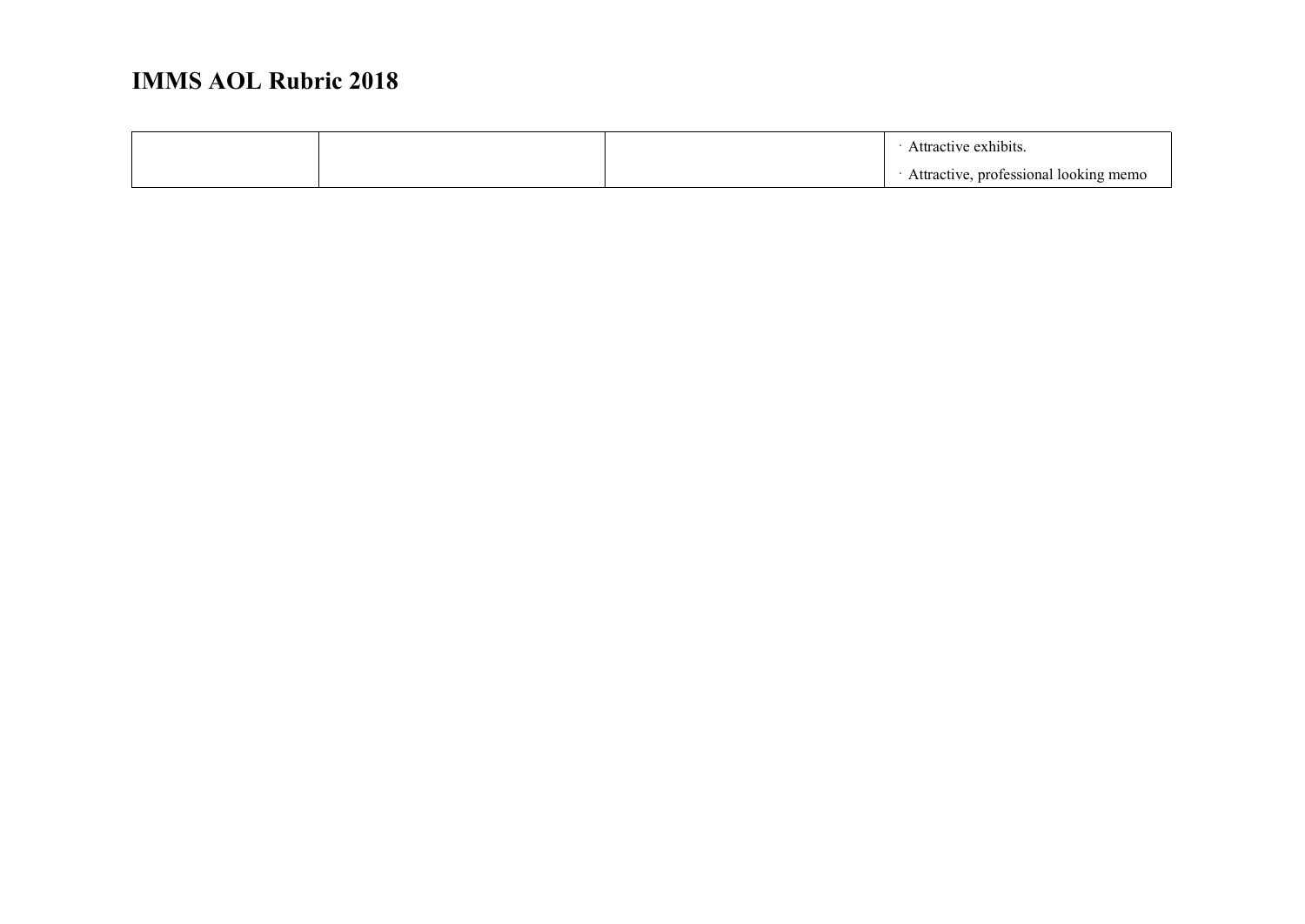# IMMS AOL Rubric 2018

| | | | |
|---|---|---|---|
| | | | · Attractive exhibits.<br>· Attractive, professional looking memo |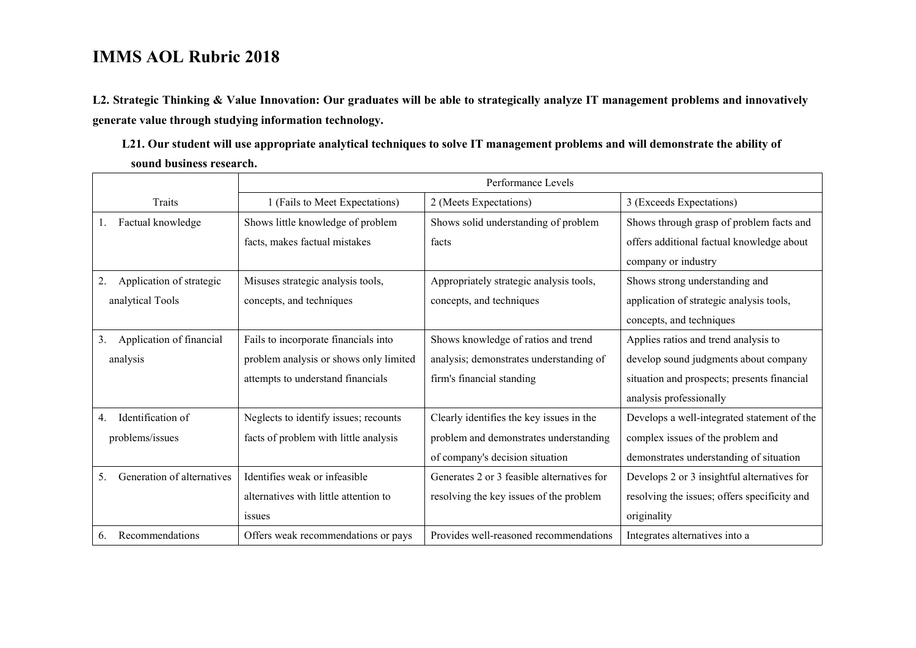# IMMS AOL Rubric 2018

**L2. Strategic Thinking & Value Innovation: Our graduates will be able to strategically analyze IT management problems and innovatively generate value through studying information technology.**

**L21. Our student will use appropriate analytical techniques to solve IT management problems and will demonstrate the ability of sound business research.**

| Traits | Performance Levels | | |
|---|---|---|---|
| | 1 (Fails to Meet Expectations) | 2 (Meets Expectations) | 3 (Exceeds Expectations) |
| 1. Factual knowledge | Shows little knowledge of problem facts, makes factual mistakes | Shows solid understanding of problem facts | Shows through grasp of problem facts and offers additional factual knowledge about company or industry |
| 2. Application of strategic analytical Tools | Misuses strategic analysis tools, concepts, and techniques | Appropriately strategic analysis tools, concepts, and techniques | Shows strong understanding and application of strategic analysis tools, concepts, and techniques |
| 3. Application of financial analysis | Fails to incorporate financials into problem analysis or shows only limited attempts to understand financials | Shows knowledge of ratios and trend analysis; demonstrates understanding of firm's financial standing | Applies ratios and trend analysis to develop sound judgments about company situation and prospects; presents financial analysis professionally |
| 4. Identification of problems/issues | Neglects to identify issues; recounts facts of problem with little analysis | Clearly identifies the key issues in the problem and demonstrates understanding of company's decision situation | Develops a well-integrated statement of the complex issues of the problem and demonstrates understanding of situation |
| 5. Generation of alternatives | Identifies weak or infeasible alternatives with little attention to issues | Generates 2 or 3 feasible alternatives for resolving the key issues of the problem | Develops 2 or 3 insightful alternatives for resolving the issues; offers specificity and originality |
| 6. Recommendations | Offers weak recommendations or pays | Provides well-reasoned recommendations | Integrates alternatives into a |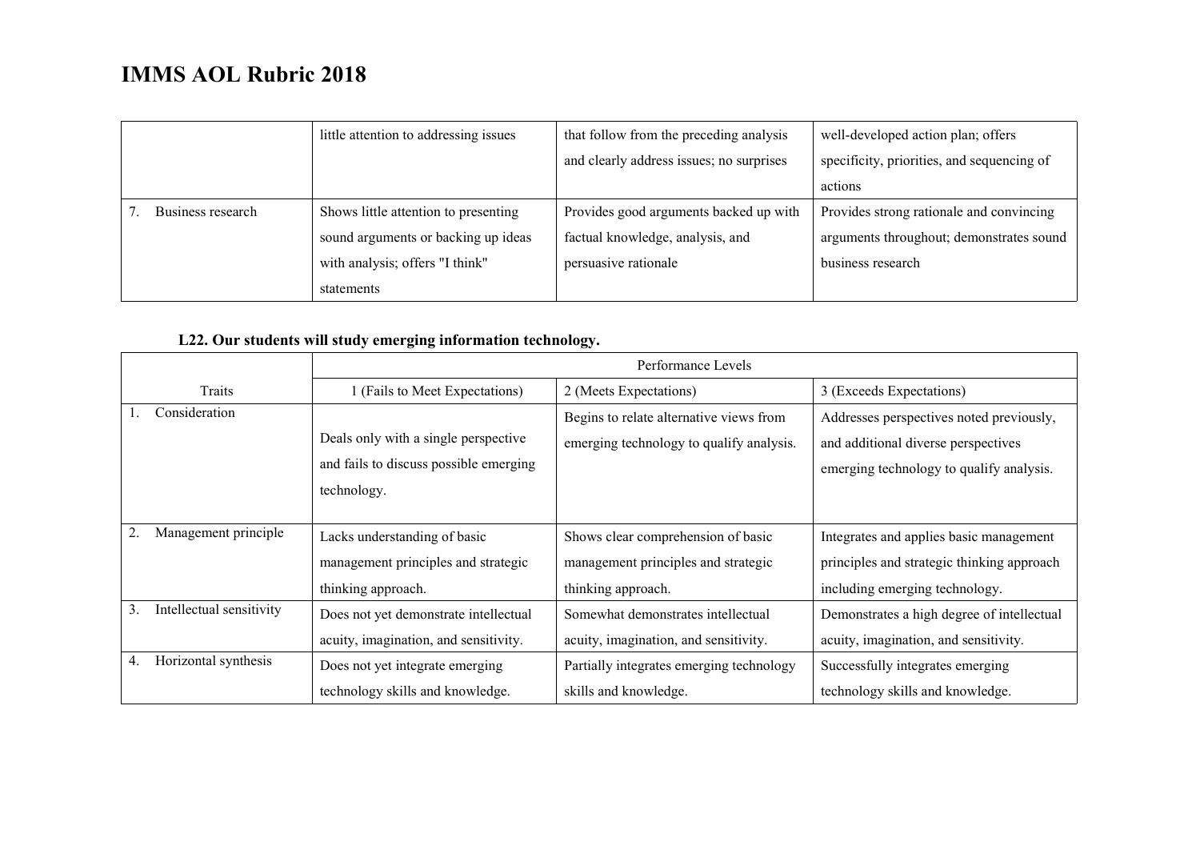# IMMS AOL Rubric 2018

| | | | |
|---|---|---|---|
| | little attention to addressing issues | that follow from the preceding analysis and clearly address issues; no surprises | well-developed action plan; offers specificity, priorities, and sequencing of actions |
| 7. Business research | Shows little attention to presenting sound arguments or backing up ideas with analysis; offers "I think" statements | Provides good arguments backed up with factual knowledge, analysis, and persuasive rationale | Provides strong rationale and convincing arguments throughout; demonstrates sound business research |

### L22. Our students will study emerging information technology.

| | Performance Levels | | |
|---|---|---|---|
| Traits | 1 (Fails to Meet Expectations) | 2 (Meets Expectations) | 3 (Exceeds Expectations) |
| 1. Consideration | Deals only with a single perspective and fails to discuss possible emerging technology. | Begins to relate alternative views from emerging technology to qualify analysis. | Addresses perspectives noted previously, and additional diverse perspectives emerging technology to qualify analysis. |
| 2. Management principle | Lacks understanding of basic management principles and strategic thinking approach. | Shows clear comprehension of basic management principles and strategic thinking approach. | Integrates and applies basic management principles and strategic thinking approach including emerging technology. |
| 3. Intellectual sensitivity | Does not yet demonstrate intellectual acuity, imagination, and sensitivity. | Somewhat demonstrates intellectual acuity, imagination, and sensitivity. | Demonstrates a high degree of intellectual acuity, imagination, and sensitivity. |
| 4. Horizontal synthesis | Does not yet integrate emerging technology skills and knowledge. | Partially integrates emerging technology skills and knowledge. | Successfully integrates emerging technology skills and knowledge. |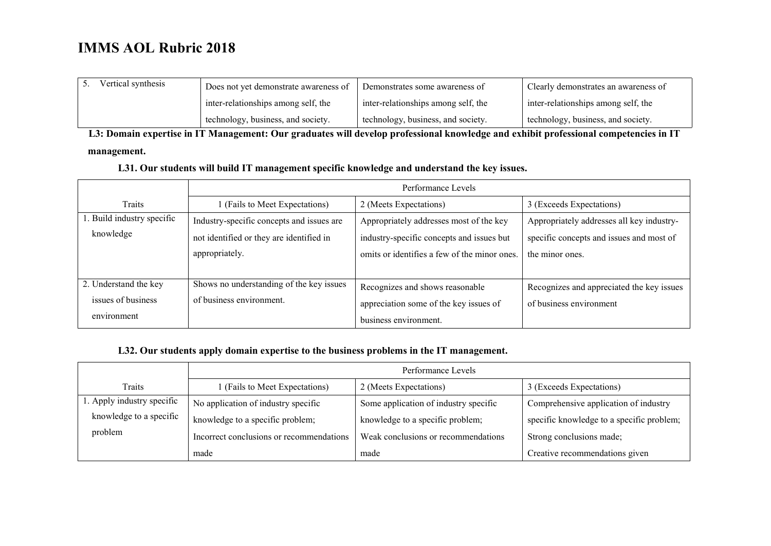# IMMS AOL Rubric 2018

| 5. Vertical synthesis | Does not yet demonstrate awareness of inter-relationships among self, the technology, business, and society. | Demonstrates some awareness of inter-relationships among self, the technology, business, and society. | Clearly demonstrates an awareness of inter-relationships among self, the technology, business, and society. |
|---|---|---|---|

**L3: Domain expertise in IT Management: Our graduates will develop professional knowledge and exhibit professional competencies in IT management.**

**L31. Our students will build IT management specific knowledge and understand the key issues.**

| | Performance Levels | | |
|---|---|---|---|
| Traits | 1 (Fails to Meet Expectations) | 2 (Meets Expectations) | 3 (Exceeds Expectations) |
| 1. Build industry specific knowledge | Industry-specific concepts and issues are not identified or they are identified in appropriately. | Appropriately addresses most of the key industry-specific concepts and issues but omits or identifies a few of the minor ones. | Appropriately addresses all key industry-specific concepts and issues and most of the minor ones. |
| 2. Understand the key issues of business environment | Shows no understanding of the key issues of business environment. | Recognizes and shows reasonable appreciation some of the key issues of business environment. | Recognizes and appreciated the key issues of business environment |

**L32. Our students apply domain expertise to the business problems in the IT management.**

| | Performance Levels | | |
|---|---|---|---|
| Traits | 1 (Fails to Meet Expectations) | 2 (Meets Expectations) | 3 (Exceeds Expectations) |
| 1. Apply industry specific knowledge to a specific problem | No application of industry specific knowledge to a specific problem; Incorrect conclusions or recommendations made | Some application of industry specific knowledge to a specific problem; Weak conclusions or recommendations made | Comprehensive application of industry specific knowledge to a specific problem; Strong conclusions made; Creative recommendations given |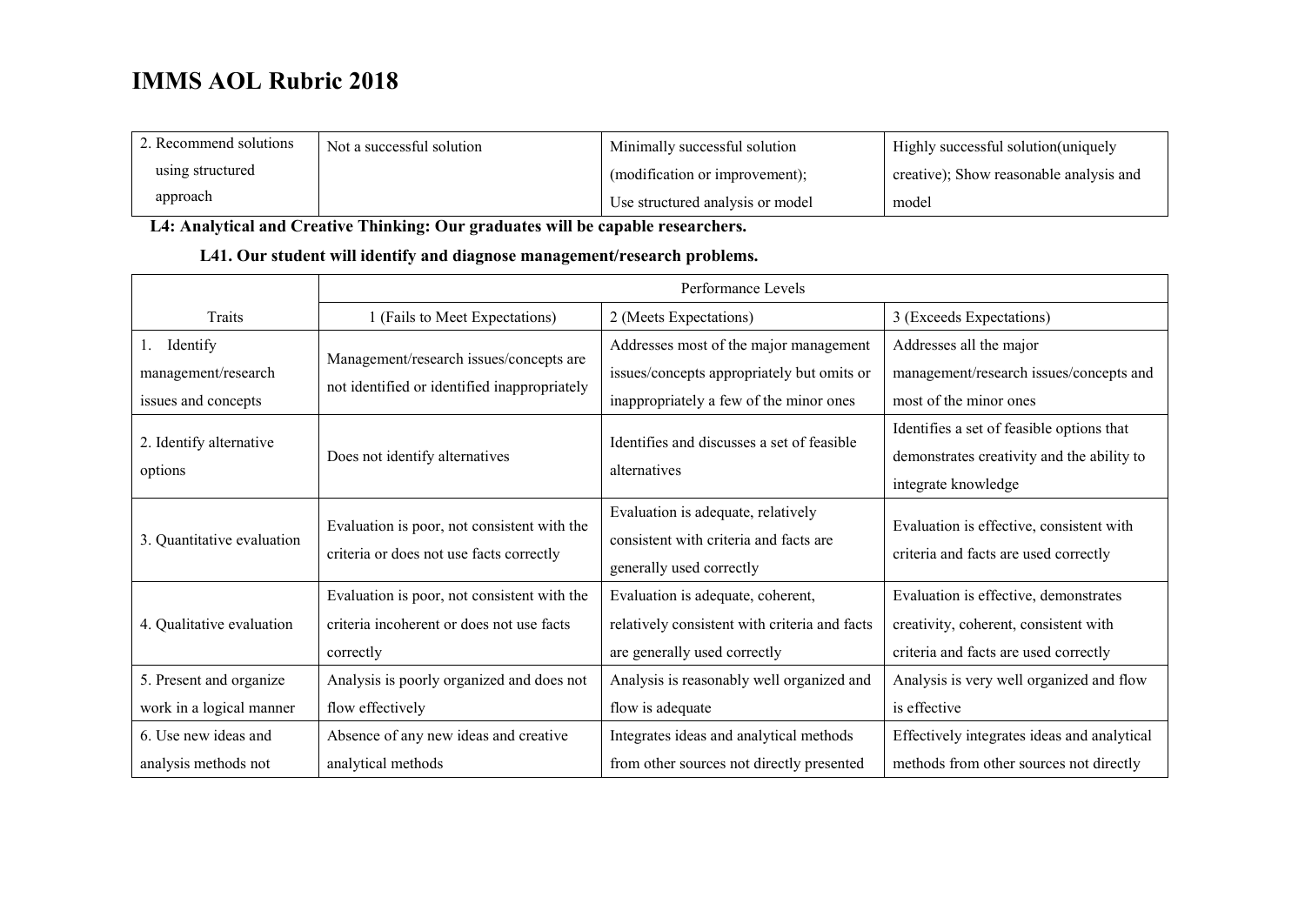# IMMS AOL Rubric 2018

| | | | |
|---|---|---|---|
| 2. Recommend solutions using structured approach | Not a successful solution | Minimally successful solution (modification or improvement); Use structured analysis or model | Highly successful solution(uniquely creative); Show reasonable analysis and model |

**L4: Analytical and Creative Thinking: Our graduates will be capable researchers.**

**L41. Our student will identify and diagnose management/research problems.**

| | Performance Levels | | |
|---|---|---|---|
| Traits | 1 (Fails to Meet Expectations) | 2 (Meets Expectations) | 3 (Exceeds Expectations) |
| 1. Identify management/research issues and concepts | Management/research issues/concepts are not identified or identified inappropriately | Addresses most of the major management issues/concepts appropriately but omits or inappropriately a few of the minor ones | Addresses all the major management/research issues/concepts and most of the minor ones |
| 2. Identify alternative options | Does not identify alternatives | Identifies and discusses a set of feasible alternatives | Identifies a set of feasible options that demonstrates creativity and the ability to integrate knowledge |
| 3. Quantitative evaluation | Evaluation is poor, not consistent with the criteria or does not use facts correctly | Evaluation is adequate, relatively consistent with criteria and facts are generally used correctly | Evaluation is effective, consistent with criteria and facts are used correctly |
| 4. Qualitative evaluation | Evaluation is poor, not consistent with the criteria incoherent or does not use facts correctly | Evaluation is adequate, coherent, relatively consistent with criteria and facts are generally used correctly | Evaluation is effective, demonstrates creativity, coherent, consistent with criteria and facts are used correctly |
| 5. Present and organize work in a logical manner | Analysis is poorly organized and does not flow effectively | Analysis is reasonably well organized and flow is adequate | Analysis is very well organized and flow is effective |
| 6. Use new ideas and analysis methods not | Absence of any new ideas and creative analytical methods | Integrates ideas and analytical methods from other sources not directly presented | Effectively integrates ideas and analytical methods from other sources not directly |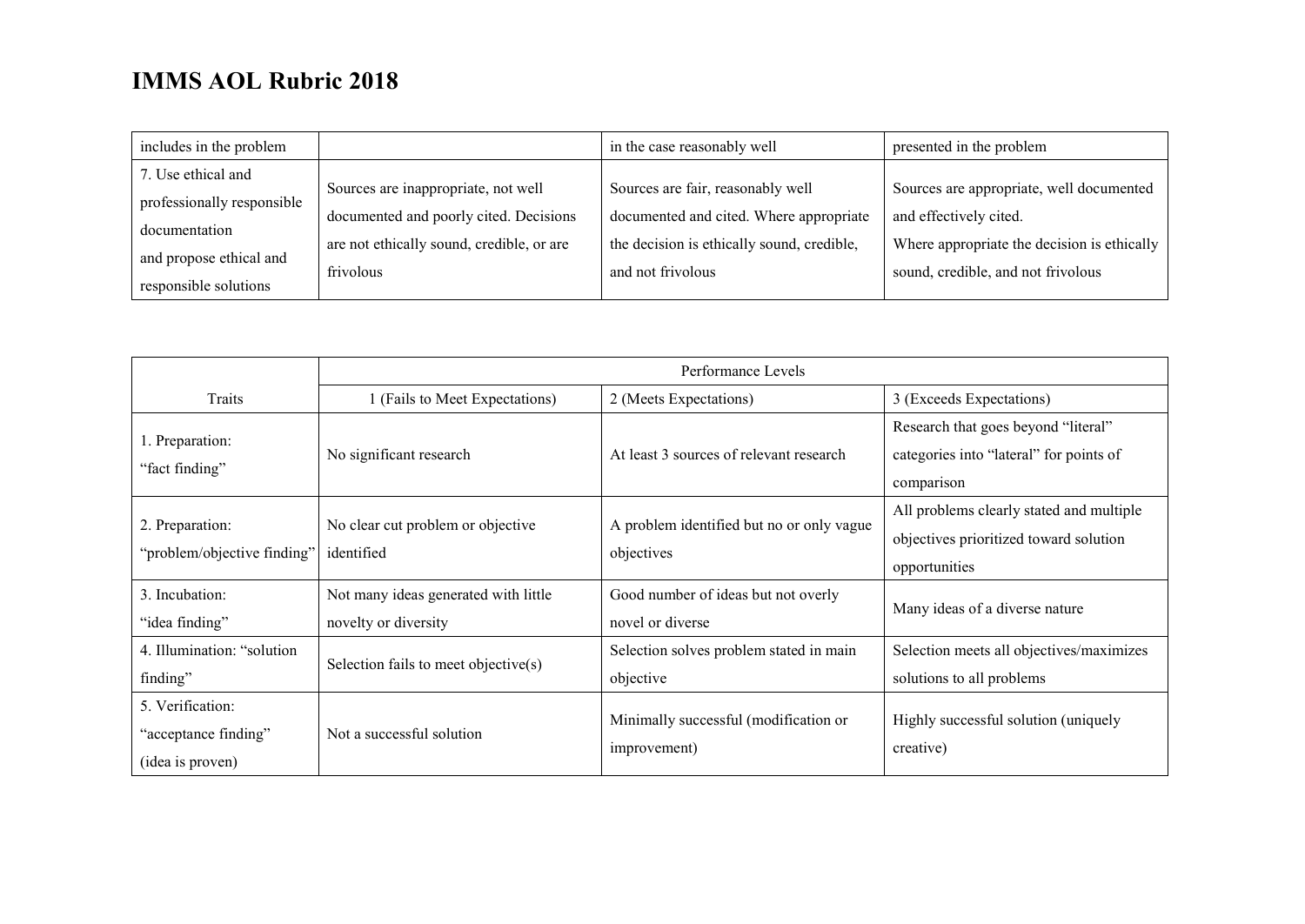# IMMS AOL Rubric 2018

| | | | |
|---|---|---|---|
| includes in the problem | | in the case reasonably well | presented in the problem |
| 7. Use ethical and professionally responsible documentation and propose ethical and responsible solutions | Sources are inappropriate, not well documented and poorly cited. Decisions are not ethically sound, credible, or are frivolous | Sources are fair, reasonably well documented and cited. Where appropriate the decision is ethically sound, credible, and not frivolous | Sources are appropriate, well documented and effectively cited. Where appropriate the decision is ethically sound, credible, and not frivolous |

| | Performance Levels | | |
|---|---|---|---|
| Traits | 1 (Fails to Meet Expectations) | 2 (Meets Expectations) | 3 (Exceeds Expectations) |
| 1. Preparation: "fact finding" | No significant research | At least 3 sources of relevant research | Research that goes beyond "literal" categories into "lateral" for points of comparison |
| 2. Preparation: "problem/objective finding" | No clear cut problem or objective identified | A problem identified but no or only vague objectives | All problems clearly stated and multiple objectives prioritized toward solution opportunities |
| 3. Incubation: "idea finding" | Not many ideas generated with little novelty or diversity | Good number of ideas but not overly novel or diverse | Many ideas of a diverse nature |
| 4. Illumination: "solution finding" | Selection fails to meet objective(s) | Selection solves problem stated in main objective | Selection meets all objectives/maximizes solutions to all problems |
| 5. Verification: "acceptance finding" (idea is proven) | Not a successful solution | Minimally successful (modification or improvement) | Highly successful solution (uniquely creative) |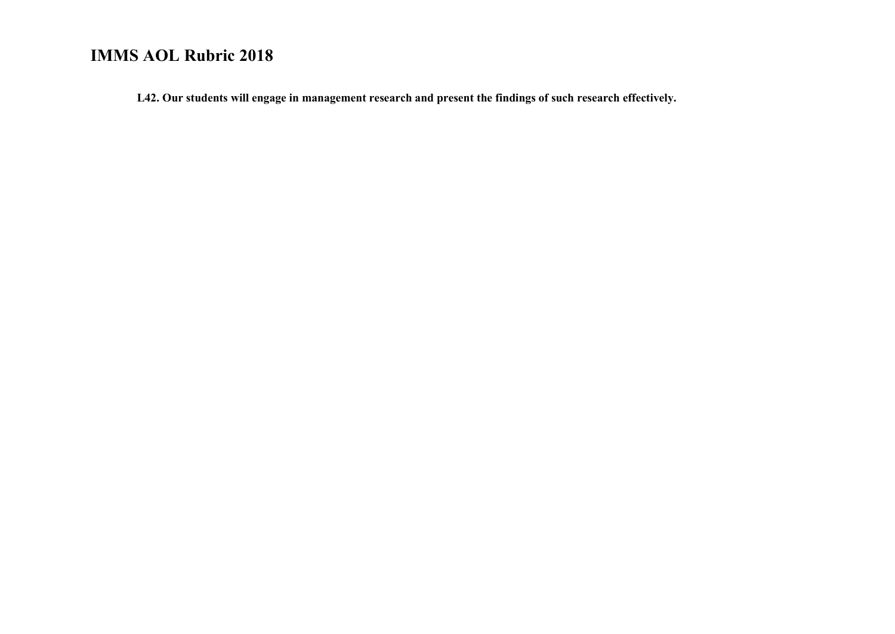# IMMS AOL Rubric 2018

**L42. Our students will engage in management research and present the findings of such research effectively.**